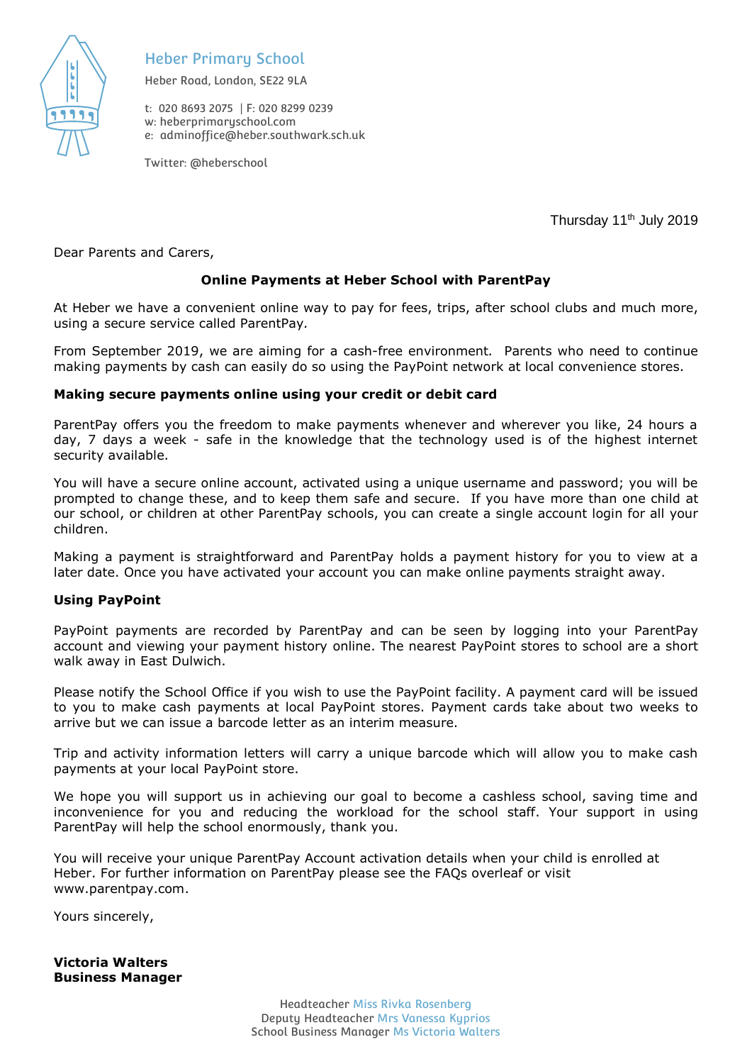**Heber Primary School**

Heber Road, London, SE22 9LA

t: 020 8693 2075 | F: 020 8299 0239
w: heberprimaryschool.com
e: adminoffice@heber.southwark.sch.uk

Twitter: @heberschool

Thursday 11th July 2019

Dear Parents and Carers,

**Online Payments at Heber School with ParentPay**

At Heber we have a convenient online way to pay for fees, trips, after school clubs and much more, using a secure service called ParentPay.

From September 2019, we are aiming for a cash-free environment. Parents who need to continue making payments by cash can easily do so using the PayPoint network at local convenience stores.

**Making secure payments online using your credit or debit card**

ParentPay offers you the freedom to make payments whenever and wherever you like, 24 hours a day, 7 days a week - safe in the knowledge that the technology used is of the highest internet security available.

You will have a secure online account, activated using a unique username and password; you will be prompted to change these, and to keep them safe and secure. If you have more than one child at our school, or children at other ParentPay schools, you can create a single account login for all your children.

Making a payment is straightforward and ParentPay holds a payment history for you to view at a later date. Once you have activated your account you can make online payments straight away.

**Using PayPoint**

PayPoint payments are recorded by ParentPay and can be seen by logging into your ParentPay account and viewing your payment history online. The nearest PayPoint stores to school are a short walk away in East Dulwich.

Please notify the School Office if you wish to use the PayPoint facility. A payment card will be issued to you to make cash payments at local PayPoint stores. Payment cards take about two weeks to arrive but we can issue a barcode letter as an interim measure.

Trip and activity information letters will carry a unique barcode which will allow you to make cash payments at your local PayPoint store.

We hope you will support us in achieving our goal to become a cashless school, saving time and inconvenience for you and reducing the workload for the school staff. Your support in using ParentPay will help the school enormously, thank you.

You will receive your unique ParentPay Account activation details when your child is enrolled at Heber. For further information on ParentPay please see the FAQs overleaf or visit www.parentpay.com.

Yours sincerely,

**Victoria Walters**
**Business Manager**

Headteacher Miss Rivka Rosenberg
Deputy Headteacher Mrs Vanessa Kyprios
School Business Manager Ms Victoria Walters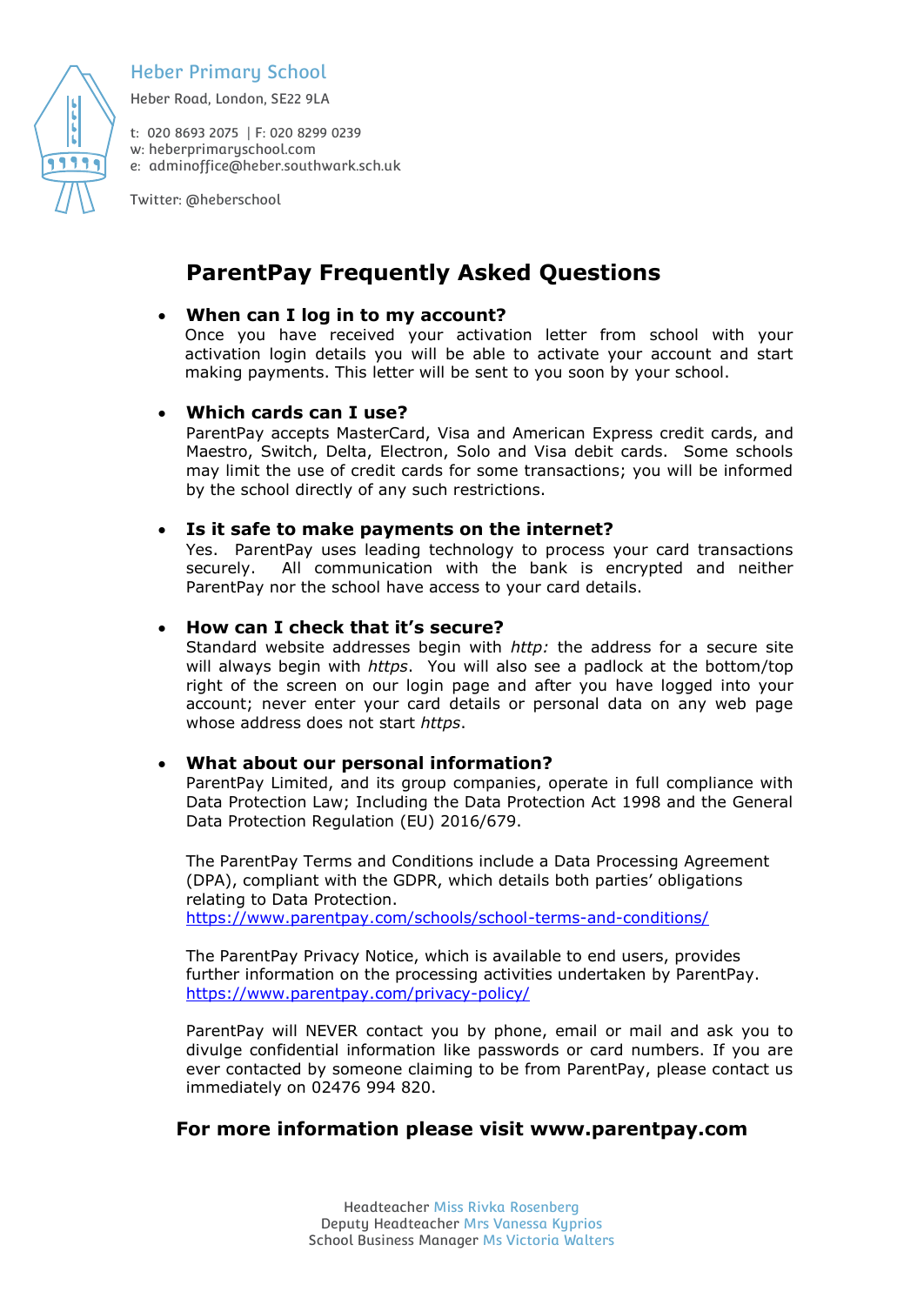Heber Primary School

Heber Road, London, SE22 9LA

t: 020 8693 2075 | F: 020 8299 0239
w: heberprimaryschool.com
e: adminoffice@heber.southwark.sch.uk

Twitter: @heberschool

# ParentPay Frequently Asked Questions

- **When can I log in to my account?**
  Once you have received your activation letter from school with your activation login details you will be able to activate your account and start making payments. This letter will be sent to you soon by your school.

- **Which cards can I use?**
  ParentPay accepts MasterCard, Visa and American Express credit cards, and Maestro, Switch, Delta, Electron, Solo and Visa debit cards. Some schools may limit the use of credit cards for some transactions; you will be informed by the school directly of any such restrictions.

- **Is it safe to make payments on the internet?**
  Yes. ParentPay uses leading technology to process your card transactions securely. All communication with the bank is encrypted and neither ParentPay nor the school have access to your card details.

- **How can I check that it's secure?**
  Standard website addresses begin with *http:* the address for a secure site will always begin with *https*. You will also see a padlock at the bottom/top right of the screen on our login page and after you have logged into your account; never enter your card details or personal data on any web page whose address does not start *https*.

- **What about our personal information?**
  ParentPay Limited, and its group companies, operate in full compliance with Data Protection Law; Including the Data Protection Act 1998 and the General Data Protection Regulation (EU) 2016/679.

  The ParentPay Terms and Conditions include a Data Processing Agreement (DPA), compliant with the GDPR, which details both parties' obligations relating to Data Protection.
  https://www.parentpay.com/schools/school-terms-and-conditions/

  The ParentPay Privacy Notice, which is available to end users, provides further information on the processing activities undertaken by ParentPay.
  https://www.parentpay.com/privacy-policy/

  ParentPay will NEVER contact you by phone, email or mail and ask you to divulge confidential information like passwords or card numbers. If you are ever contacted by someone claiming to be from ParentPay, please contact us immediately on 02476 994 820.

**For more information please visit www.parentpay.com**

Headteacher Miss Rivka Rosenberg
Deputy Headteacher Mrs Vanessa Kyprios
School Business Manager Ms Victoria Walters